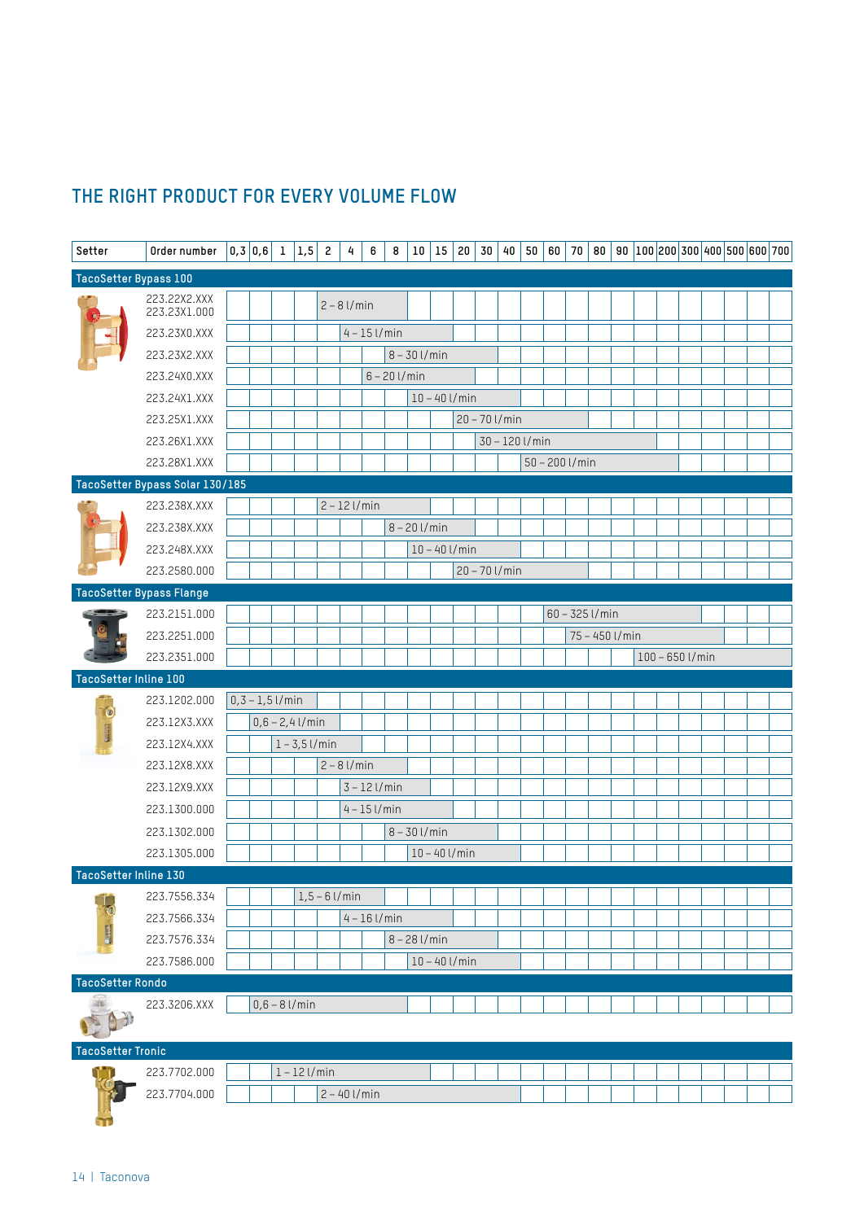# THE RIGHT PRODUCT FOR EVERY VOLUME FLOW

| Setter | Order number | 0,3 | 0,6 | 1 | 1,5 | 2 | 4 | 6 | 8 | 10 | 15 | 20 | 30 | 40 | 50 | 60 | 70 | 80 | 90 | 100 | 200 | 300 | 400 | 500 | 600 | 700 |
|---|---|---|---|---|---|---|---|---|---|---|---|---|---|---|---|---|---|---|---|---|---|---|---|---|---|---|
| **TacoSetter Bypass 100** | | | | | | | | | | | | | | | | | | | | | | | | | | |
| | 223.22X2.XXX 223.23X1.000 | | | | | 2 – 8 l/min | | | | | | | | | | | | | | | | | | | | |
| | 223.23X0.XXX | | | | | | 4 – 15 l/min | | | | | | | | | | | | | | | | | | | |
| | 223.23X2.XXX | | | | | | | | 8 – 30 l/min | | | | | | | | | | | | | | | | | |
| | 223.24X0.XXX | | | | | | | 6 – 20 l/min | | | | | | | | | | | | | | | | | | |
| | 223.24X1.XXX | | | | | | | | | 10 – 40 l/min | | | | | | | | | | | | | | | | |
| | 223.25X1.XXX | | | | | | | | | | | 20 – 70 l/min | | | | | | | | | | | | | | |
| | 223.26X1.XXX | | | | | | | | | | | | 30 – 120 l/min | | | | | | | | | | | | | |
| | 223.28X1.XXX | | | | | | | | | | | | | | 50 – 200 l/min | | | | | | | | | | | |
| **TacoSetter Bypass Solar 130/185** | | | | | | | | | | | | | | | | | | | | | | | | | | |
| | 223.238X.XXX | | | | | 2 – 12 l/min | | | | | | | | | | | | | | | | | | | | |
| | 223.238X.XXX | | | | | | | | 8 – 20 l/min | | | | | | | | | | | | | | | | | |
| | 223.248X.XXX | | | | | | | | | 10 – 40 l/min | | | | | | | | | | | | | | | | |
| | 223.2580.000 | | | | | | | | | | | 20 – 70 l/min | | | | | | | | | | | | | | |
| **TacoSetter Bypass Flange** | | | | | | | | | | | | | | | | | | | | | | | | | | |
| | 223.2151.000 | | | | | | | | | | | | | | | 60 – 325 l/min | | | | | | | | | | |
| | 223.2251.000 | | | | | | | | | | | | | | | | 75 – 450 l/min | | | | | | | | | |
| | 223.2351.000 | | | | | | | | | | | | | | | | | | | 100 – 650 l/min | | | | | | |
| **TacoSetter Inline 100** | | | | | | | | | | | | | | | | | | | | | | | | | | |
| | 223.1202.000 | 0,3 – 1,5 l/min | | | | | | | | | | | | | | | | | | | | | | | | |
| | 223.12X3.XXX | | 0,6 – 2,4 l/min | | | | | | | | | | | | | | | | | | | | | | | |
| | 223.12X4.XXX | | | 1 – 3,5 l/min | | | | | | | | | | | | | | | | | | | | | | |
| | 223.12X8.XXX | | | | | 2 – 8 l/min | | | | | | | | | | | | | | | | | | | | |
| | 223.12X9.XXX | | | | | | 3 – 12 l/min | | | | | | | | | | | | | | | | | | | |
| | 223.1300.000 | | | | | | 4 – 15 l/min | | | | | | | | | | | | | | | | | | | |
| | 223.1302.000 | | | | | | | | 8 – 30 l/min | | | | | | | | | | | | | | | | | |
| | 223.1305.000 | | | | | | | | | 10 – 40 l/min | | | | | | | | | | | | | | | | |
| **TacoSetter Inline 130** | | | | | | | | | | | | | | | | | | | | | | | | | | |
| | 223.7556.334 | | | | 1,5 – 6 l/min | | | | | | | | | | | | | | | | | | | | | |
| | 223.7566.334 | | | | | | 4 – 16 l/min | | | | | | | | | | | | | | | | | | | |
| | 223.7576.334 | | | | | | | | 8 – 28 l/min | | | | | | | | | | | | | | | | | |
| | 223.7586.000 | | | | | | | | | 10 – 40 l/min | | | | | | | | | | | | | | | | |
| **TacoSetter Rondo** | | | | | | | | | | | | | | | | | | | | | | | | | | |
| | 223.3206.XXX | | 0,6 – 8 l/min | | | | | | | | | | | | | | | | | | | | | | | |
| **TacoSetter Tronic** | | | | | | | | | | | | | | | | | | | | | | | | | | |
| | 223.7702.000 | | | 1 – 12 l/min | | | | | | | | | | | | | | | | | | | | | | |
| | 223.7704.000 | | | | | 2 – 40 l/min | | | | | | | | | | | | | | | | | | | | |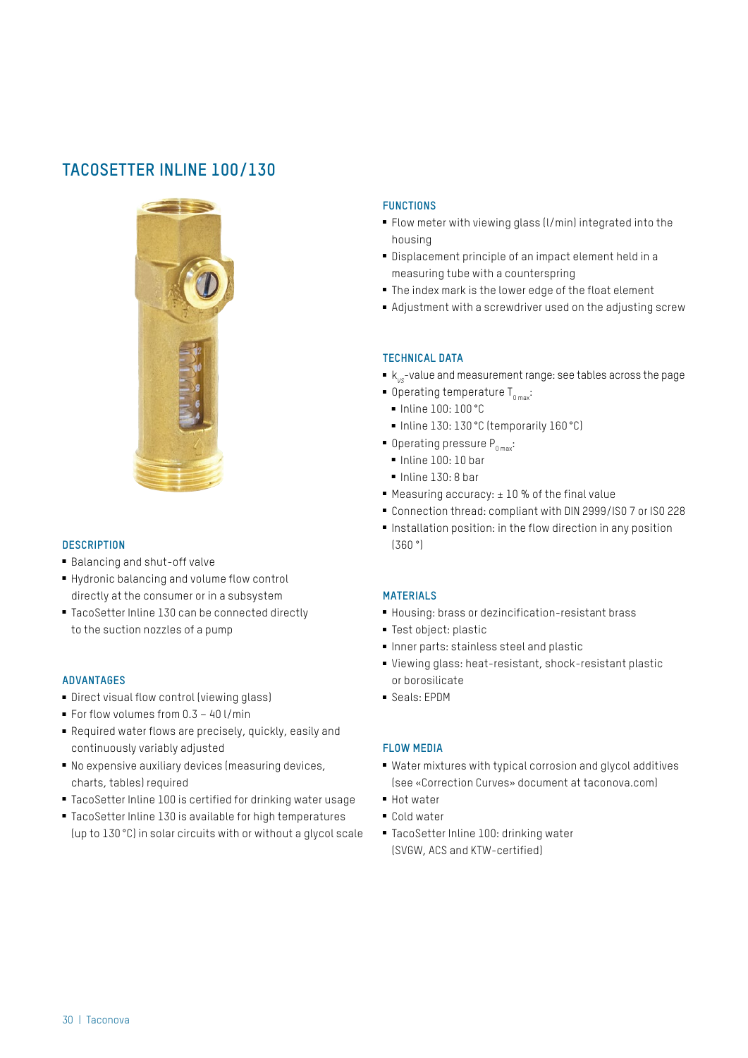# TACOSETTER INLINE 100/130

## DESCRIPTION

- Balancing and shut-off valve
- Hydronic balancing and volume flow control directly at the consumer or in a subsystem
- TacoSetter Inline 130 can be connected directly to the suction nozzles of a pump

## ADVANTAGES

- Direct visual flow control (viewing glass)
- For flow volumes from 0.3 – 40 l/min
- Required water flows are precisely, quickly, easily and continuously variably adjusted
- No expensive auxiliary devices (measuring devices, charts, tables) required
- TacoSetter Inline 100 is certified for drinking water usage
- TacoSetter Inline 130 is available for high temperatures (up to 130 °C) in solar circuits with or without a glycol scale

## FUNCTIONS

- Flow meter with viewing glass (l/min) integrated into the housing
- Displacement principle of an impact element held in a measuring tube with a counterspring
- The index mark is the lower edge of the float element
- Adjustment with a screwdriver used on the adjusting screw

## TECHNICAL DATA

- $k_{VS}$-value and measurement range: see tables across the page
- Operating temperature $T_{0\,max}$:
  - Inline 100: 100 °C
  - Inline 130: 130 °C (temporarily 160 °C)
- Operating pressure $P_{0\,max}$:
  - Inline 100: 10 bar
  - Inline 130: 8 bar
- Measuring accuracy: ± 10 % of the final value
- Connection thread: compliant with DIN 2999/ISO 7 or ISO 228
- Installation position: in the flow direction in any position (360 °)

## MATERIALS

- Housing: brass or dezincification-resistant brass
- Test object: plastic
- Inner parts: stainless steel and plastic
- Viewing glass: heat-resistant, shock-resistant plastic or borosilicate
- Seals: EPDM

## FLOW MEDIA

- Water mixtures with typical corrosion and glycol additives (see «Correction Curves» document at taconova.com)
- Hot water
- Cold water
- TacoSetter Inline 100: drinking water (SVGW, ACS and KTW-certified)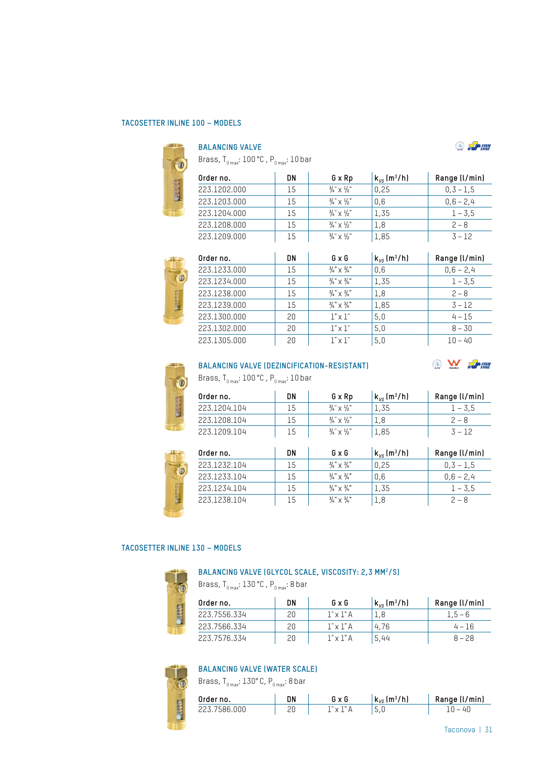## TACOSETTER INLINE 100 – MODELS

### BALANCING VALVE

Brass, $T_{0\,max}$: 100 °C , $P_{0\,max}$: 10 bar

| Order no. | DN | G x Rp | $k_{VS}$ (m³/h) | Range (l/min) |
|---|---|---|---|---|
| 223.1202.000 | 15 | ¾" x ½" | 0,25 | 0,3 – 1,5 |
| 223.1203.000 | 15 | ¾" x ½" | 0,6 | 0,6 – 2,4 |
| 223.1204.000 | 15 | ¾" x ½" | 1,35 | 1 – 3,5 |
| 223.1208.000 | 15 | ¾" x ½" | 1,8 | 2 – 8 |
| 223.1209.000 | 15 | ¾" x ½" | 1,85 | 3 – 12 |

| Order no. | DN | G x G | $k_{VS}$ (m³/h) | Range (l/min) |
|---|---|---|---|---|
| 223.1233.000 | 15 | ¾" x ¾" | 0,6 | 0,6 – 2,4 |
| 223.1234.000 | 15 | ¾" x ¾" | 1,35 | 1 – 3,5 |
| 223.1238.000 | 15 | ¾" x ¾" | 1,8 | 2 – 8 |
| 223.1239.000 | 15 | ¾" x ¾" | 1,85 | 3 – 12 |
| 223.1300.000 | 20 | 1" x 1" | 5,0 | 4 – 15 |
| 223.1302.000 | 20 | 1" x 1" | 5,0 | 8 – 30 |
| 223.1305.000 | 20 | 1" x 1" | 5,0 | 10 – 40 |

### BALANCING VALVE (DEZINCIFICATION-RESISTANT)

Brass, $T_{0\,max}$: 100 °C , $P_{0\,max}$: 10 bar

| Order no. | DN | G x Rp | $k_{VS}$ (m³/h) | Range (l/min) |
|---|---|---|---|---|
| 223.1204.104 | 15 | ¾" x ½" | 1,35 | 1 – 3,5 |
| 223.1208.104 | 15 | ¾" x ½" | 1,8 | 2 – 8 |
| 223.1209.104 | 15 | ¾" x ½" | 1,85 | 3 – 12 |

| Order no. | DN | G x G | $k_{VS}$ (m³/h) | Range (l/min) |
|---|---|---|---|---|
| 223.1232.104 | 15 | ¾" x ¾" | 0,25 | 0,3 – 1,5 |
| 223.1233.104 | 15 | ¾" x ¾" | 0,6 | 0,6 – 2,4 |
| 223.1234.104 | 15 | ¾" x ¾" | 1,35 | 1 – 3,5 |
| 223.1238.104 | 15 | ¾" x ¾" | 1,8 | 2 – 8 |

## TACOSETTER INLINE 130 – MODELS

### BALANCING VALVE (GLYCOL SCALE, VISCOSITY: 2,3 MM²/S)

Brass, $T_{0\,max}$: 130 °C , $P_{0\,max}$: 8 bar

| Order no. | DN | G x G | $k_{VS}$ (m³/h) | Range (l/min) |
|---|---|---|---|---|
| 223.7556.334 | 20 | 1" x 1" A | 1,8 | 1,5 – 6 |
| 223.7566.334 | 20 | 1" x 1" A | 4,76 | 4 – 16 |
| 223.7576.334 | 20 | 1" x 1" A | 5,44 | 8 – 28 |

### BALANCING VALVE (WATER SCALE)

Brass, $T_{0\,max}$: 130° C, $P_{0\,max}$: 8 bar

| Order no. | DN | G x G | $k_{VS}$ (m³/h) | Range (l/min) |
|---|---|---|---|---|
| 223.7586.000 | 20 | 1" x 1" A | 5,0 | 10 – 40 |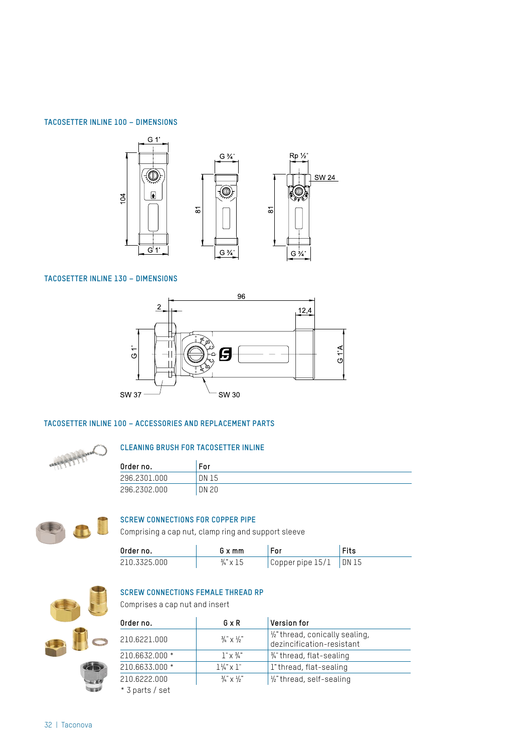## TACOSETTER INLINE 100 – DIMENSIONS

G 1"
104
G 1"
G ¾"
81
G ¾"
Rp ½"
SW 24
81
G ¾"

## TACOSETTER INLINE 130 – DIMENSIONS

96
2
12,4
G 1"
G 1"A
SW 37
SW 30

## TACOSETTER INLINE 100 – ACCESSORIES AND REPLACEMENT PARTS

### CLEANING BRUSH FOR TACOSETTER INLINE

| Order no. | For |
|---|---|
| 296.2301.000 | DN 15 |
| 296.2302.000 | DN 20 |

### SCREW CONNECTIONS FOR COPPER PIPE

Comprising a cap nut, clamp ring and support sleeve

| Order no. | G x mm | For | Fits |
|---|---|---|---|
| 210.3325.000 | ¾" x 15 | Copper pipe 15/1 | DN 15 |

### SCREW CONNECTIONS FEMALE THREAD RP

Comprises a cap nut and insert

| Order no. | G x R | Version for |
|---|---|---|
| 210.6221.000 | ¾" x ½" | ½" thread, conically sealing, dezincification-resistant |
| 210.6632.000 * | 1" x ¾" | ¾" thread, flat-sealing |
| 210.6633.000 * | 1¼" x 1" | 1" thread, flat-sealing |
| 210.6222.000 | ¾" x ½" | ½" thread, self-sealing |

* 3 parts / set